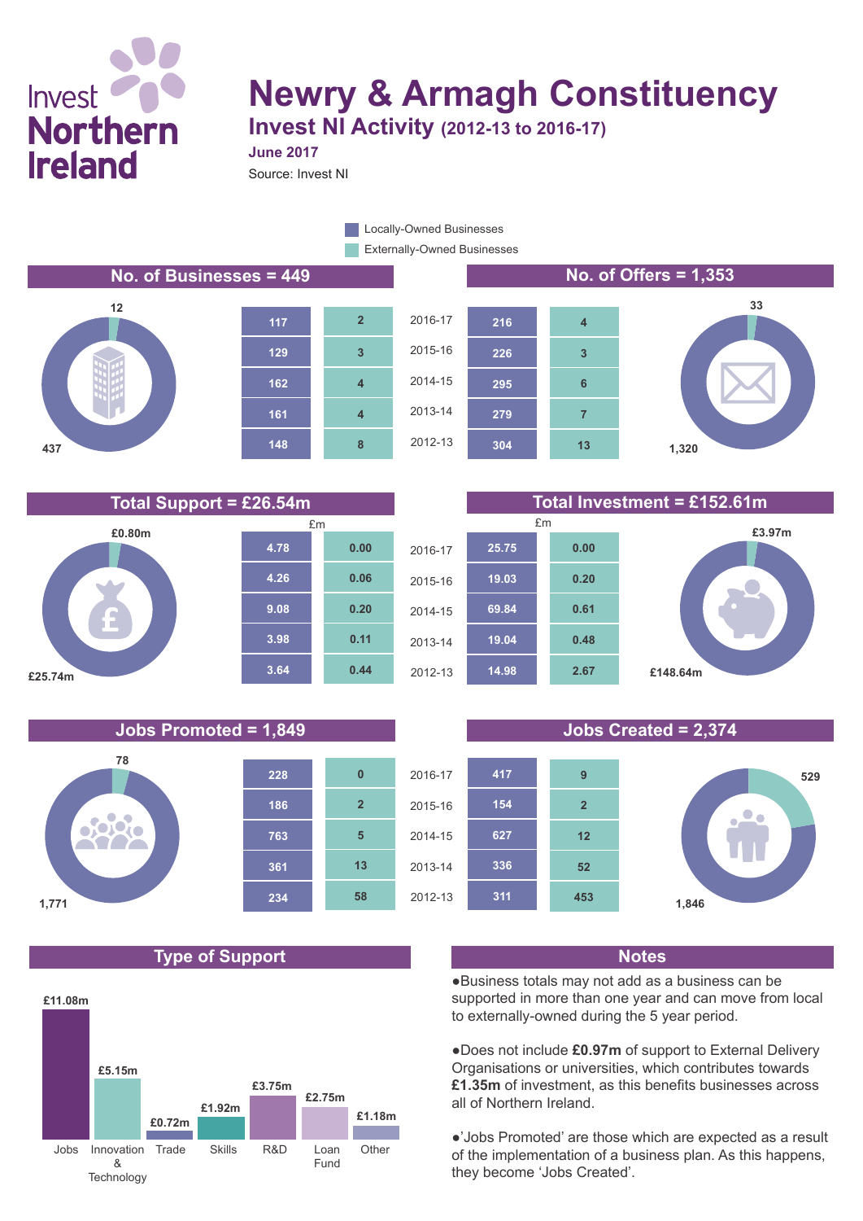Invest Northern Ireland

# Newry & Armagh Constituency

## Invest NI Activity (2012-13 to 2016-17)

**June 2017**

Source: Invest NI

Legend: Locally-Owned Businesses / Externally-Owned Businesses

### No. of Businesses = 449

Locally-owned: 437; Externally-owned: 12

### No. of Offers = 1,353

Locally-owned: 1,320; Externally-owned: 33

| Year | Businesses: Locally-Owned | Businesses: Externally-Owned | Offers: Locally-Owned | Offers: Externally-Owned |
|---|---|---|---|---|
| 2016-17 | 117 | 2 | 216 | 4 |
| 2015-16 | 129 | 3 | 226 | 3 |
| 2014-15 | 162 | 4 | 295 | 6 |
| 2013-14 | 161 | 4 | 279 | 7 |
| 2012-13 | 148 | 8 | 304 | 13 |

### Total Support = £26.54m

Locally-owned: £25.74m; Externally-owned: £0.80m

### Total Investment = £152.61m

Locally-owned: £148.64m; Externally-owned: £3.97m

| Year | Support £m: Locally-Owned | Support £m: Externally-Owned | Investment £m: Locally-Owned | Investment £m: Externally-Owned |
|---|---|---|---|---|
| 2016-17 | 4.78 | 0.00 | 25.75 | 0.00 |
| 2015-16 | 4.26 | 0.06 | 19.03 | 0.20 |
| 2014-15 | 9.08 | 0.20 | 69.84 | 0.61 |
| 2013-14 | 3.98 | 0.11 | 19.04 | 0.48 |
| 2012-13 | 3.64 | 0.44 | 14.98 | 2.67 |

### Jobs Promoted = 1,849

Locally-owned: 1,771; Externally-owned: 78

### Jobs Created = 2,374

Locally-owned: 1,846; Externally-owned: 529

| Year | Jobs Promoted: Locally-Owned | Jobs Promoted: Externally-Owned | Jobs Created: Locally-Owned | Jobs Created: Externally-Owned |
|---|---|---|---|---|
| 2016-17 | 228 | 0 | 417 | 9 |
| 2015-16 | 186 | 2 | 154 | 2 |
| 2014-15 | 763 | 5 | 627 | 12 |
| 2013-14 | 361 | 13 | 336 | 52 |
| 2012-13 | 234 | 58 | 311 | 453 |

### Type of Support

| Type | Amount |
|---|---|
| Jobs | £11.08m |
| Innovation & Technology | £5.15m |
| Trade | £0.72m |
| Skills | £1.92m |
| R&D | £3.75m |
| Loan Fund | £2.75m |
| Other | £1.18m |

### Notes

- Business totals may not add as a business can be supported in more than one year and can move from local to externally-owned during the 5 year period.
- Does not include **£0.97m** of support to External Delivery Organisations or universities, which contributes towards **£1.35m** of investment, as this benefits businesses across all of Northern Ireland.
- 'Jobs Promoted' are those which are expected as a result of the implementation of a business plan. As this happens, they become 'Jobs Created'.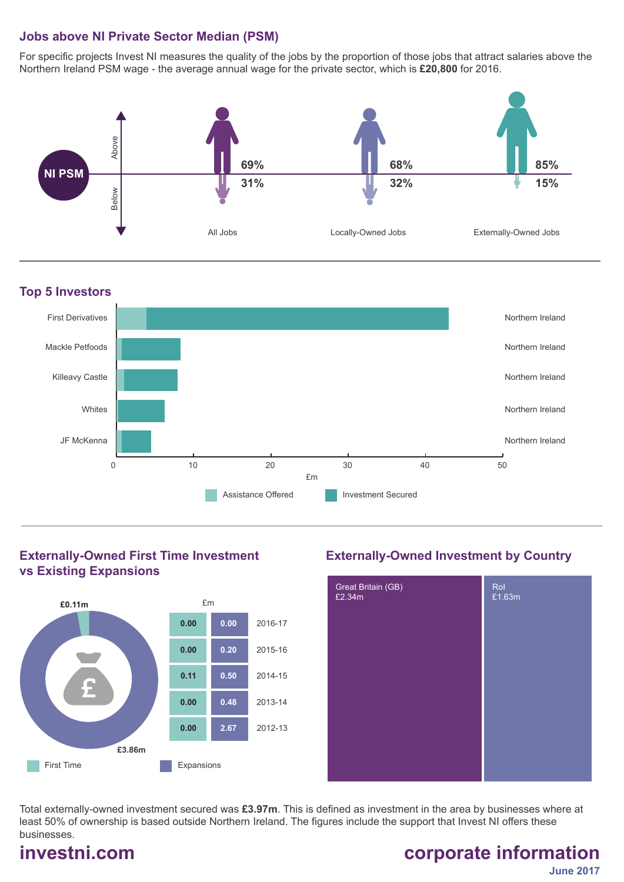## Jobs above NI Private Sector Median (PSM)

For specific projects Invest NI measures the quality of the jobs by the proportion of those jobs that attract salaries above the Northern Ireland PSM wage - the average annual wage for the private sector, which is **£20,800** for 2016.

NI PSM

Above

Below

69%
31%
All Jobs

68%
32%
Locally-Owned Jobs

85%
15%
Externally-Owned Jobs

## Top 5 Investors

First Derivatives — Northern Ireland
Mackle Petfoods — Northern Ireland
Killeavy Castle — Northern Ireland
Whites — Northern Ireland
JF McKenna — Northern Ireland

0 10 20 30 40 50

£m

Assistance Offered
Investment Secured

## Externally-Owned First Time Investment vs Existing Expansions

£0.11m

£3.86m

First Time
Expansions

£m

| | | |
|---|---|---|
| 0.00 | 0.00 | 2016-17 |
| 0.00 | 0.20 | 2015-16 |
| 0.11 | 0.50 | 2014-15 |
| 0.00 | 0.48 | 2013-14 |
| 0.00 | 2.67 | 2012-13 |

## Externally-Owned Investment by Country

Great Britain (GB)
£2.34m

RoI
£1.63m

Total externally-owned investment secured was **£3.97m**. This is defined as investment in the area by businesses where at least 50% of ownership is based outside Northern Ireland. The figures include the support that Invest NI offers these businesses.

investni.com

corporate information
June 2017